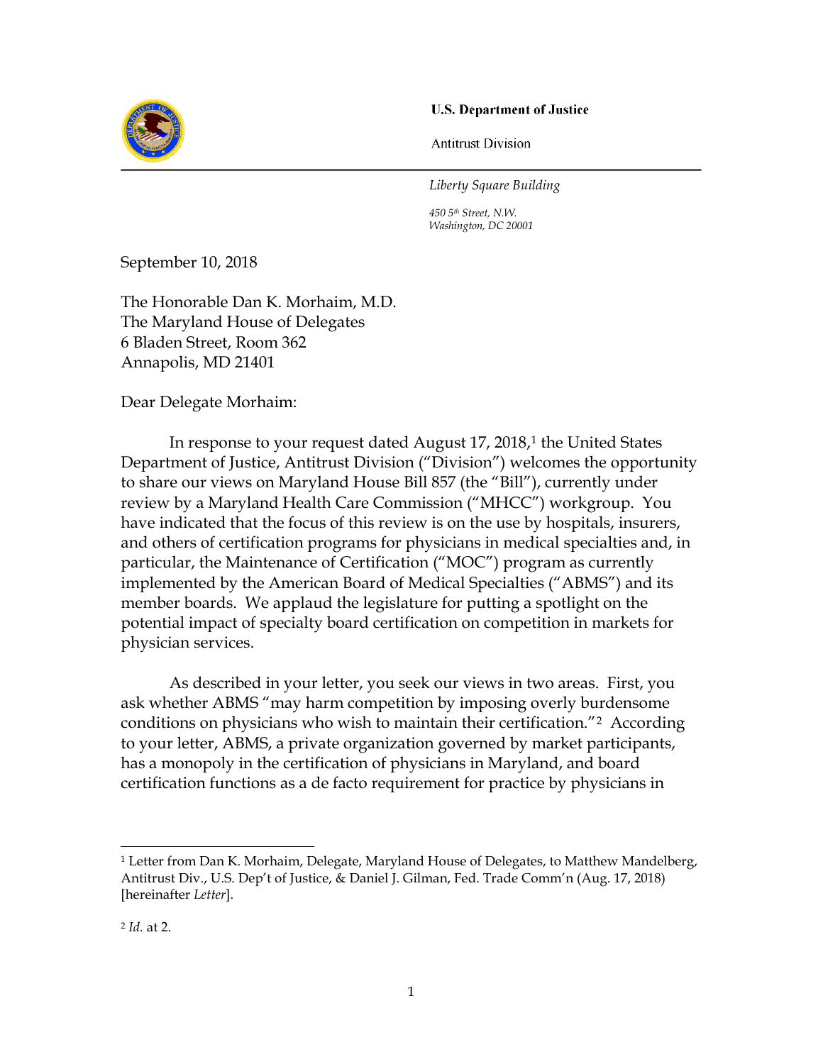**U.S. Department of Justice**

Antitrust Division

*Liberty Square Building*

*450 5th Street, N.W.*
*Washington, DC 20001*

September 10, 2018

The Honorable Dan K. Morhaim, M.D.
The Maryland House of Delegates
6 Bladen Street, Room 362
Annapolis, MD 21401

Dear Delegate Morhaim:

In response to your request dated August 17, 2018,[1] the United States Department of Justice, Antitrust Division ("Division") welcomes the opportunity to share our views on Maryland House Bill 857 (the "Bill"), currently under review by a Maryland Health Care Commission ("MHCC") workgroup. You have indicated that the focus of this review is on the use by hospitals, insurers, and others of certification programs for physicians in medical specialties and, in particular, the Maintenance of Certification ("MOC") program as currently implemented by the American Board of Medical Specialties ("ABMS") and its member boards. We applaud the legislature for putting a spotlight on the potential impact of specialty board certification on competition in markets for physician services.

As described in your letter, you seek our views in two areas. First, you ask whether ABMS "may harm competition by imposing overly burdensome conditions on physicians who wish to maintain their certification."[2] According to your letter, ABMS, a private organization governed by market participants, has a monopoly in the certification of physicians in Maryland, and board certification functions as a de facto requirement for practice by physicians in

---

[1] Letter from Dan K. Morhaim, Delegate, Maryland House of Delegates, to Matthew Mandelberg, Antitrust Div., U.S. Dep't of Justice, & Daniel J. Gilman, Fed. Trade Comm'n (Aug. 17, 2018) [hereinafter *Letter*].

[2] *Id.* at 2.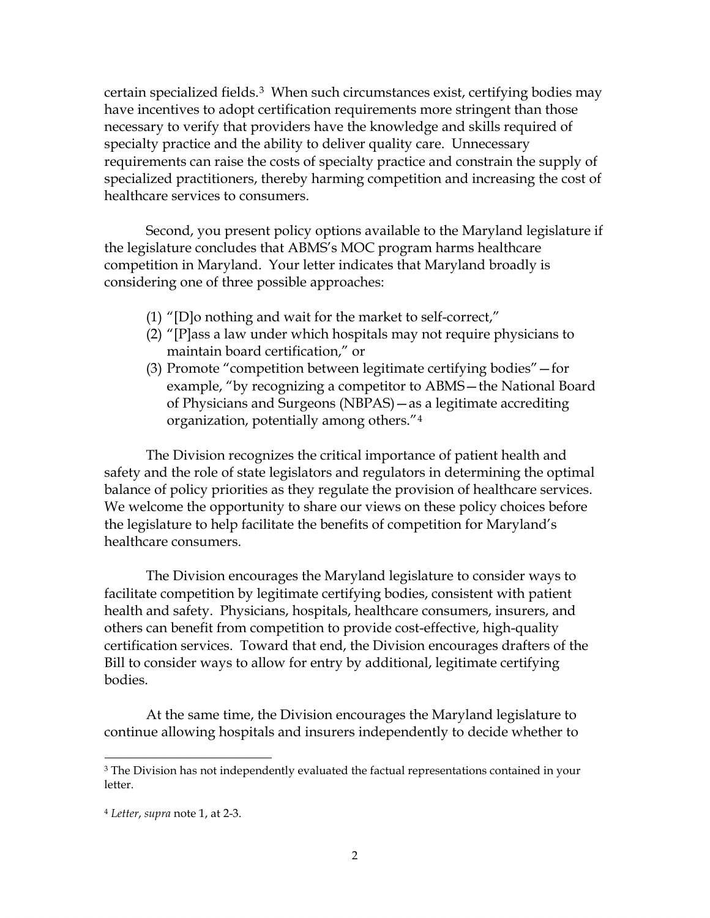certain specialized fields.[3] When such circumstances exist, certifying bodies may have incentives to adopt certification requirements more stringent than those necessary to verify that providers have the knowledge and skills required of specialty practice and the ability to deliver quality care. Unnecessary requirements can raise the costs of specialty practice and constrain the supply of specialized practitioners, thereby harming competition and increasing the cost of healthcare services to consumers.

Second, you present policy options available to the Maryland legislature if the legislature concludes that ABMS's MOC program harms healthcare competition in Maryland. Your letter indicates that Maryland broadly is considering one of three possible approaches:

(1) "[D]o nothing and wait for the market to self-correct,"
(2) "[P]ass a law under which hospitals may not require physicians to maintain board certification," or
(3) Promote "competition between legitimate certifying bodies"—for example, "by recognizing a competitor to ABMS—the National Board of Physicians and Surgeons (NBPAS)—as a legitimate accrediting organization, potentially among others."[4]

The Division recognizes the critical importance of patient health and safety and the role of state legislators and regulators in determining the optimal balance of policy priorities as they regulate the provision of healthcare services. We welcome the opportunity to share our views on these policy choices before the legislature to help facilitate the benefits of competition for Maryland's healthcare consumers.

The Division encourages the Maryland legislature to consider ways to facilitate competition by legitimate certifying bodies, consistent with patient health and safety. Physicians, hospitals, healthcare consumers, insurers, and others can benefit from competition to provide cost-effective, high-quality certification services. Toward that end, the Division encourages drafters of the Bill to consider ways to allow for entry by additional, legitimate certifying bodies.

At the same time, the Division encourages the Maryland legislature to continue allowing hospitals and insurers independently to decide whether to

---

[3] The Division has not independently evaluated the factual representations contained in your letter.

[4] *Letter*, *supra* note 1, at 2-3.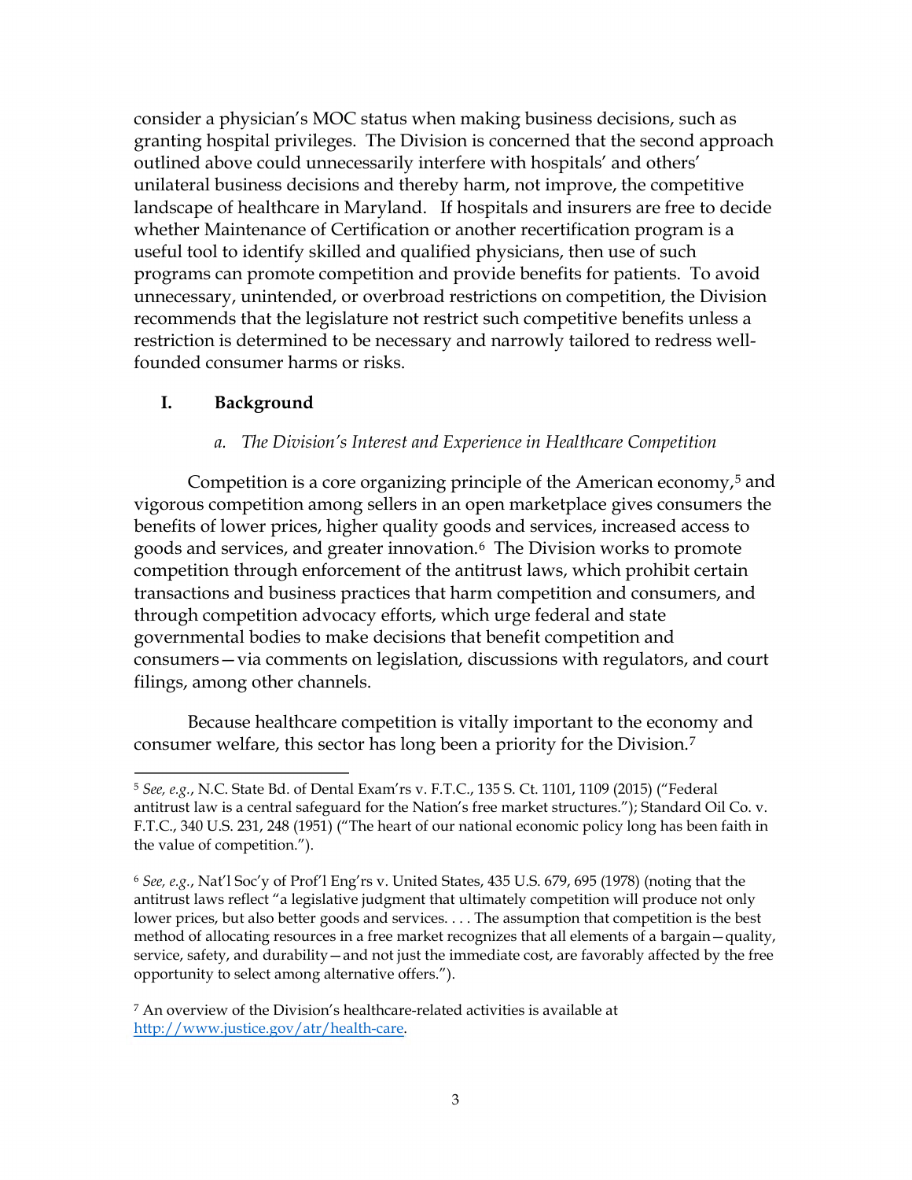consider a physician's MOC status when making business decisions, such as granting hospital privileges. The Division is concerned that the second approach outlined above could unnecessarily interfere with hospitals' and others' unilateral business decisions and thereby harm, not improve, the competitive landscape of healthcare in Maryland. If hospitals and insurers are free to decide whether Maintenance of Certification or another recertification program is a useful tool to identify skilled and qualified physicians, then use of such programs can promote competition and provide benefits for patients. To avoid unnecessary, unintended, or overbroad restrictions on competition, the Division recommends that the legislature not restrict such competitive benefits unless a restriction is determined to be necessary and narrowly tailored to redress well-founded consumer harms or risks.

## I. Background

### *a. The Division's Interest and Experience in Healthcare Competition*

Competition is a core organizing principle of the American economy,[5] and vigorous competition among sellers in an open marketplace gives consumers the benefits of lower prices, higher quality goods and services, increased access to goods and services, and greater innovation.[6] The Division works to promote competition through enforcement of the antitrust laws, which prohibit certain transactions and business practices that harm competition and consumers, and through competition advocacy efforts, which urge federal and state governmental bodies to make decisions that benefit competition and consumers—via comments on legislation, discussions with regulators, and court filings, among other channels.

Because healthcare competition is vitally important to the economy and consumer welfare, this sector has long been a priority for the Division.[7]

---

[5] *See, e.g.*, N.C. State Bd. of Dental Exam'rs v. F.T.C., 135 S. Ct. 1101, 1109 (2015) ("Federal antitrust law is a central safeguard for the Nation's free market structures."); Standard Oil Co. v. F.T.C., 340 U.S. 231, 248 (1951) ("The heart of our national economic policy long has been faith in the value of competition.").

[6] *See, e.g.*, Nat'l Soc'y of Prof'l Eng'rs v. United States, 435 U.S. 679, 695 (1978) (noting that the antitrust laws reflect "a legislative judgment that ultimately competition will produce not only lower prices, but also better goods and services. . . . The assumption that competition is the best method of allocating resources in a free market recognizes that all elements of a bargain—quality, service, safety, and durability—and not just the immediate cost, are favorably affected by the free opportunity to select among alternative offers.").

[7] An overview of the Division's healthcare-related activities is available at http://www.justice.gov/atr/health-care.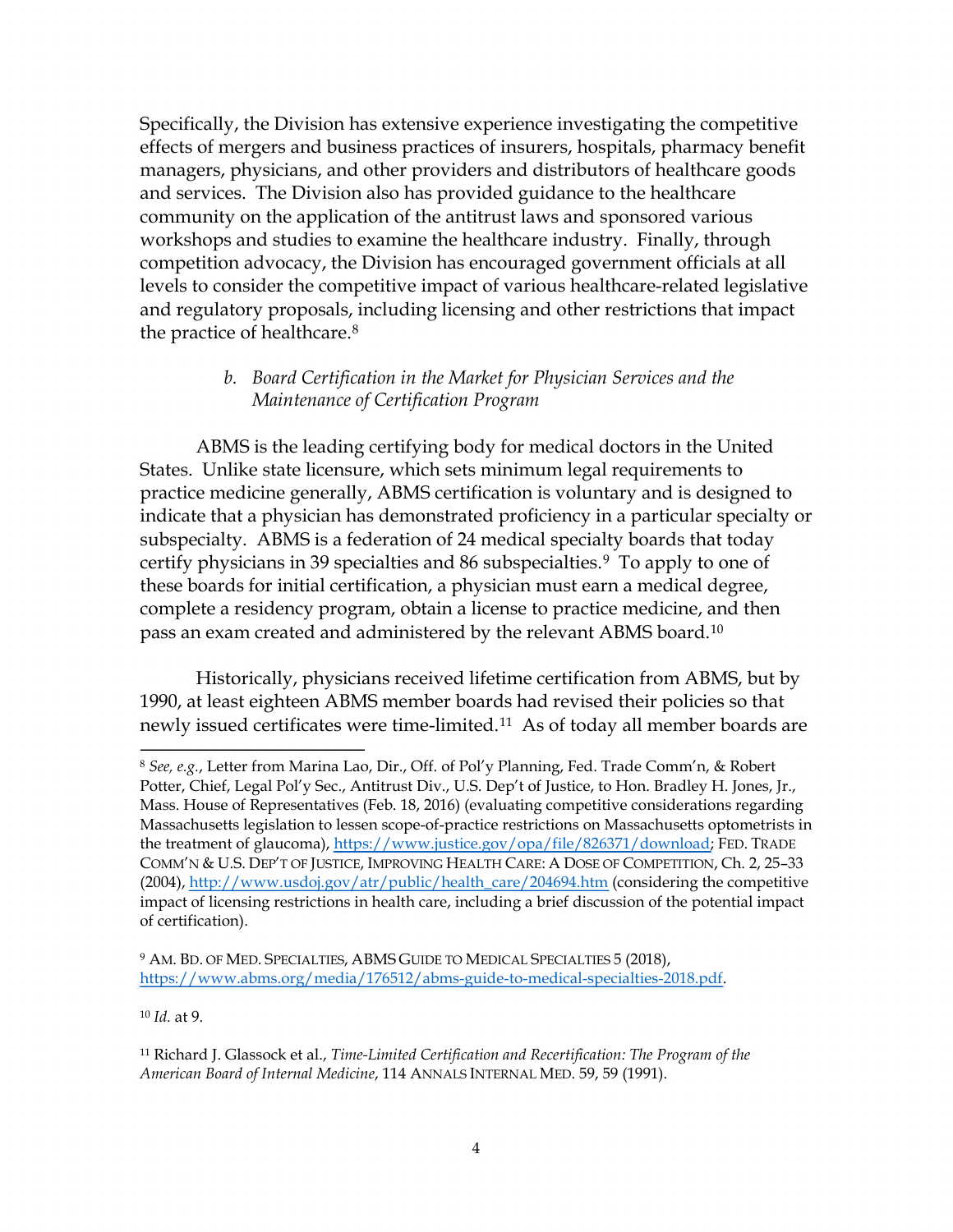Specifically, the Division has extensive experience investigating the competitive effects of mergers and business practices of insurers, hospitals, pharmacy benefit managers, physicians, and other providers and distributors of healthcare goods and services. The Division also has provided guidance to the healthcare community on the application of the antitrust laws and sponsored various workshops and studies to examine the healthcare industry. Finally, through competition advocacy, the Division has encouraged government officials at all levels to consider the competitive impact of various healthcare-related legislative and regulatory proposals, including licensing and other restrictions that impact the practice of healthcare.[8]

### *b. Board Certification in the Market for Physician Services and the Maintenance of Certification Program*

ABMS is the leading certifying body for medical doctors in the United States. Unlike state licensure, which sets minimum legal requirements to practice medicine generally, ABMS certification is voluntary and is designed to indicate that a physician has demonstrated proficiency in a particular specialty or subspecialty. ABMS is a federation of 24 medical specialty boards that today certify physicians in 39 specialties and 86 subspecialties.[9] To apply to one of these boards for initial certification, a physician must earn a medical degree, complete a residency program, obtain a license to practice medicine, and then pass an exam created and administered by the relevant ABMS board.[10]

Historically, physicians received lifetime certification from ABMS, but by 1990, at least eighteen ABMS member boards had revised their policies so that newly issued certificates were time-limited.[11] As of today all member boards are

---

[8] *See, e.g.*, Letter from Marina Lao, Dir., Off. of Pol'y Planning, Fed. Trade Comm'n, & Robert Potter, Chief, Legal Pol'y Sec., Antitrust Div., U.S. Dep't of Justice, to Hon. Bradley H. Jones, Jr., Mass. House of Representatives (Feb. 18, 2016) (evaluating competitive considerations regarding Massachusetts legislation to lessen scope-of-practice restrictions on Massachusetts optometrists in the treatment of glaucoma), https://www.justice.gov/opa/file/826371/download; FED. TRADE COMM'N & U.S. DEP'T OF JUSTICE, IMPROVING HEALTH CARE: A DOSE OF COMPETITION, Ch. 2, 25–33 (2004), http://www.usdoj.gov/atr/public/health_care/204694.htm (considering the competitive impact of licensing restrictions in health care, including a brief discussion of the potential impact of certification).

[9] AM. BD. OF MED. SPECIALTIES, ABMS GUIDE TO MEDICAL SPECIALTIES 5 (2018), https://www.abms.org/media/176512/abms-guide-to-medical-specialties-2018.pdf.

[10] *Id.* at 9.

[11] Richard J. Glassock et al., *Time-Limited Certification and Recertification: The Program of the American Board of Internal Medicine*, 114 ANNALS INTERNAL MED. 59, 59 (1991).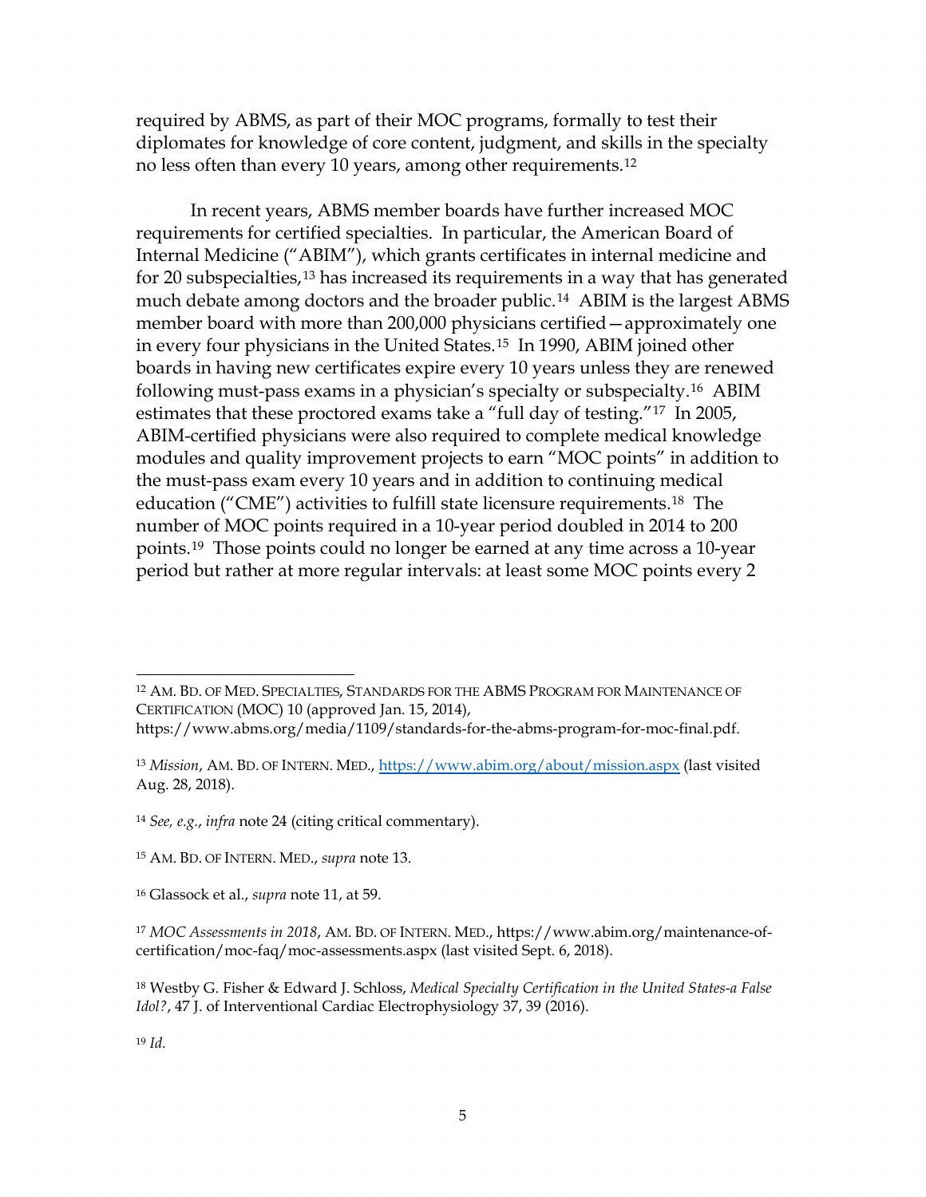required by ABMS, as part of their MOC programs, formally to test their diplomates for knowledge of core content, judgment, and skills in the specialty no less often than every 10 years, among other requirements.[12]

In recent years, ABMS member boards have further increased MOC requirements for certified specialties. In particular, the American Board of Internal Medicine ("ABIM"), which grants certificates in internal medicine and for 20 subspecialties,[13] has increased its requirements in a way that has generated much debate among doctors and the broader public.[14] ABIM is the largest ABMS member board with more than 200,000 physicians certified—approximately one in every four physicians in the United States.[15] In 1990, ABIM joined other boards in having new certificates expire every 10 years unless they are renewed following must-pass exams in a physician's specialty or subspecialty.[16] ABIM estimates that these proctored exams take a "full day of testing."[17] In 2005, ABIM-certified physicians were also required to complete medical knowledge modules and quality improvement projects to earn "MOC points" in addition to the must-pass exam every 10 years and in addition to continuing medical education ("CME") activities to fulfill state licensure requirements.[18] The number of MOC points required in a 10-year period doubled in 2014 to 200 points.[19] Those points could no longer be earned at any time across a 10-year period but rather at more regular intervals: at least some MOC points every 2

---

[12] AM. BD. OF MED. SPECIALTIES, STANDARDS FOR THE ABMS PROGRAM FOR MAINTENANCE OF CERTIFICATION (MOC) 10 (approved Jan. 15, 2014), https://www.abms.org/media/1109/standards-for-the-abms-program-for-moc-final.pdf.

[13] *Mission*, AM. BD. OF INTERN. MED., https://www.abim.org/about/mission.aspx (last visited Aug. 28, 2018).

[14] *See, e.g.*, *infra* note 24 (citing critical commentary).

[15] AM. BD. OF INTERN. MED., *supra* note 13.

[16] Glassock et al., *supra* note 11, at 59.

[17] *MOC Assessments in 2018*, AM. BD. OF INTERN. MED., https://www.abim.org/maintenance-of-certification/moc-faq/moc-assessments.aspx (last visited Sept. 6, 2018).

[18] Westby G. Fisher & Edward J. Schloss, *Medical Specialty Certification in the United States-a False Idol?*, 47 J. of Interventional Cardiac Electrophysiology 37, 39 (2016).

[19] *Id.*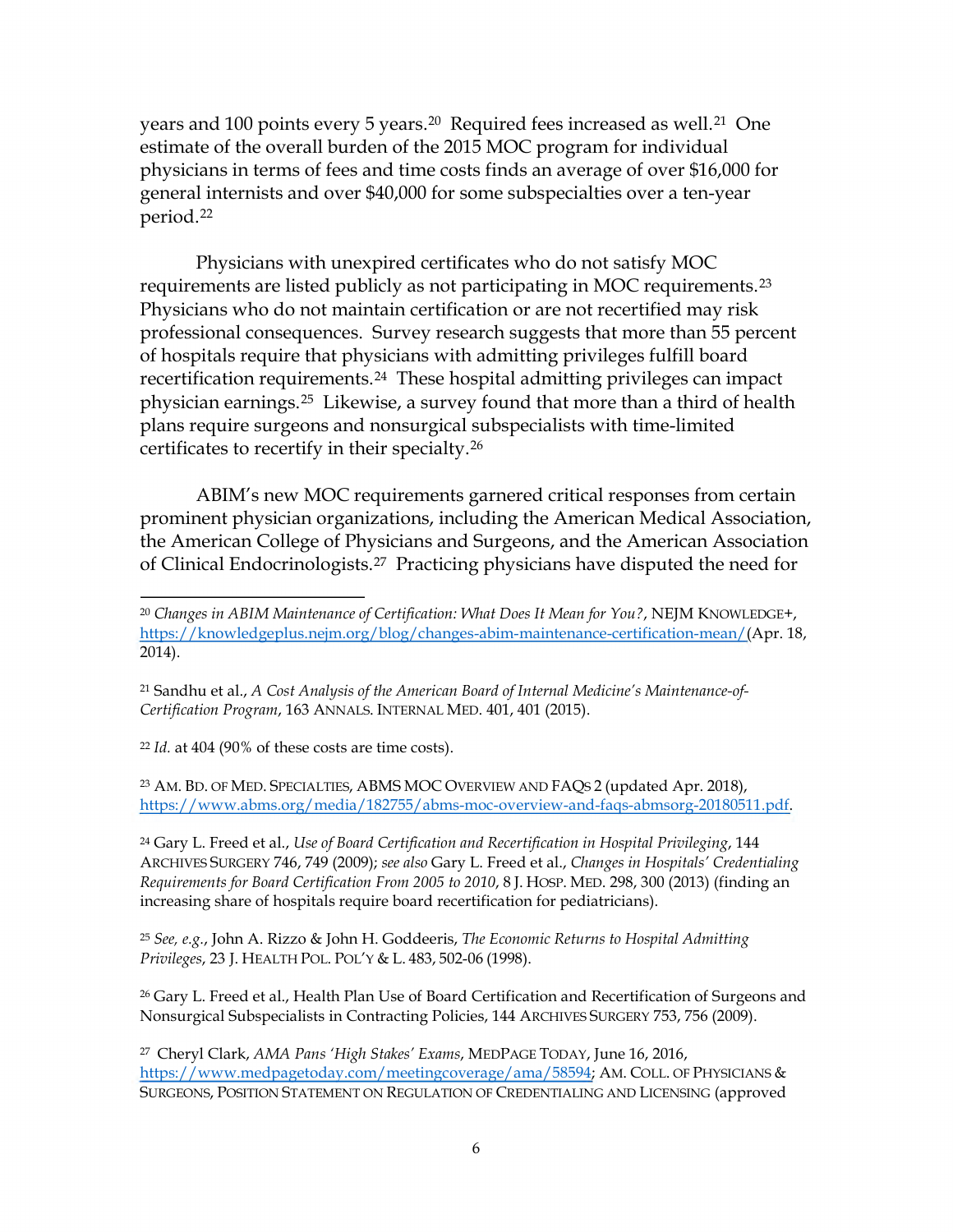years and 100 points every 5 years.[20] Required fees increased as well.[21] One estimate of the overall burden of the 2015 MOC program for individual physicians in terms of fees and time costs finds an average of over $16,000 for general internists and over $40,000 for some subspecialties over a ten-year period.[22]

Physicians with unexpired certificates who do not satisfy MOC requirements are listed publicly as not participating in MOC requirements.[23] Physicians who do not maintain certification or are not recertified may risk professional consequences. Survey research suggests that more than 55 percent of hospitals require that physicians with admitting privileges fulfill board recertification requirements.[24] These hospital admitting privileges can impact physician earnings.[25] Likewise, a survey found that more than a third of health plans require surgeons and nonsurgical subspecialists with time-limited certificates to recertify in their specialty.[26]

ABIM's new MOC requirements garnered critical responses from certain prominent physician organizations, including the American Medical Association, the American College of Physicians and Surgeons, and the American Association of Clinical Endocrinologists.[27] Practicing physicians have disputed the need for

---

[20] *Changes in ABIM Maintenance of Certification: What Does It Mean for You?*, NEJM KNOWLEDGE+, https://knowledgeplus.nejm.org/blog/changes-abim-maintenance-certification-mean/ (Apr. 18, 2014).

[21] Sandhu et al., *A Cost Analysis of the American Board of Internal Medicine's Maintenance-of-Certification Program*, 163 ANNALS. INTERNAL MED. 401, 401 (2015).

[22] *Id.* at 404 (90% of these costs are time costs).

[23] AM. BD. OF MED. SPECIALTIES, ABMS MOC OVERVIEW AND FAQS 2 (updated Apr. 2018), https://www.abms.org/media/182755/abms-moc-overview-and-faqs-abmsorg-20180511.pdf.

[24] Gary L. Freed et al., *Use of Board Certification and Recertification in Hospital Privileging*, 144 ARCHIVES SURGERY 746, 749 (2009); *see also* Gary L. Freed et al., *Changes in Hospitals' Credentialing Requirements for Board Certification From 2005 to 2010*, 8 J. HOSP. MED. 298, 300 (2013) (finding an increasing share of hospitals require board recertification for pediatricians).

[25] *See, e.g.*, John A. Rizzo & John H. Goddeeris, *The Economic Returns to Hospital Admitting Privileges*, 23 J. HEALTH POL. POL'Y & L. 483, 502-06 (1998).

[26] Gary L. Freed et al., Health Plan Use of Board Certification and Recertification of Surgeons and Nonsurgical Subspecialists in Contracting Policies, 144 ARCHIVES SURGERY 753, 756 (2009).

[27] Cheryl Clark, *AMA Pans 'High Stakes' Exams*, MEDPAGE TODAY, June 16, 2016, https://www.medpagetoday.com/meetingcoverage/ama/58594; AM. COLL. OF PHYSICIANS & SURGEONS, POSITION STATEMENT ON REGULATION OF CREDENTIALING AND LICENSING (approved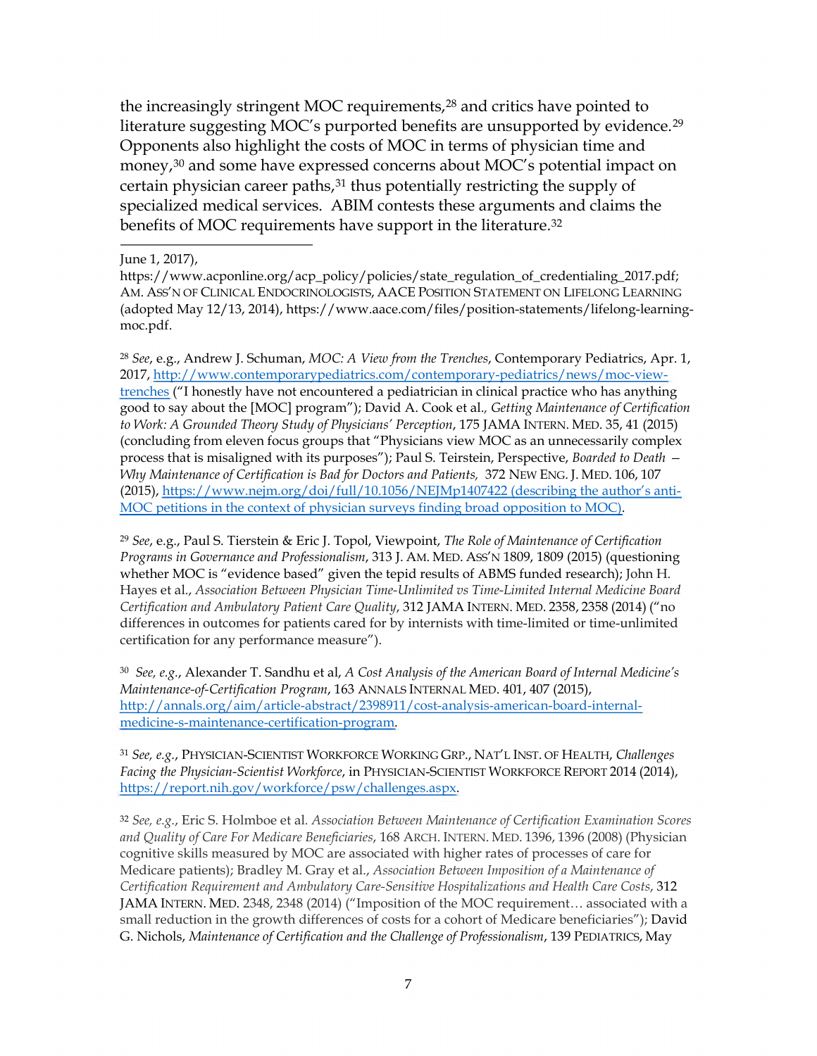the increasingly stringent MOC requirements,[28] and critics have pointed to literature suggesting MOC's purported benefits are unsupported by evidence.[29] Opponents also highlight the costs of MOC in terms of physician time and money,[30] and some have expressed concerns about MOC's potential impact on certain physician career paths,[31] thus potentially restricting the supply of specialized medical services. ABIM contests these arguments and claims the benefits of MOC requirements have support in the literature.[32]

---

June 1, 2017), https://www.acponline.org/acp_policy/policies/state_regulation_of_credentialing_2017.pdf; AM. ASS'N OF CLINICAL ENDOCRINOLOGISTS, AACE POSITION STATEMENT ON LIFELONG LEARNING (adopted May 12/13, 2014), https://www.aace.com/files/position-statements/lifelong-learning-moc.pdf.

[28] *See*, e.g., Andrew J. Schuman, *MOC: A View from the Trenches*, Contemporary Pediatrics, Apr. 1, 2017, http://www.contemporarypediatrics.com/contemporary-pediatrics/news/moc-view-trenches ("I honestly have not encountered a pediatrician in clinical practice who has anything good to say about the [MOC] program"); David A. Cook et al., *Getting Maintenance of Certification to Work: A Grounded Theory Study of Physicians' Perception*, 175 JAMA INTERN. MED. 35, 41 (2015) (concluding from eleven focus groups that "Physicians view MOC as an unnecessarily complex process that is misaligned with its purposes"); Paul S. Teirstein, Perspective, *Boarded to Death – Why Maintenance of Certification is Bad for Doctors and Patients,* 372 NEW ENG. J. MED. 106, 107 (2015), https://www.nejm.org/doi/full/10.1056/NEJMp1407422 (describing the author's anti-MOC petitions in the context of physician surveys finding broad opposition to MOC).

[29] *See*, e.g., Paul S. Tierstein & Eric J. Topol, Viewpoint, *The Role of Maintenance of Certification Programs in Governance and Professionalism*, 313 J. AM. MED. ASS'N 1809, 1809 (2015) (questioning whether MOC is "evidence based" given the tepid results of ABMS funded research); John H. Hayes et al., *Association Between Physician Time-Unlimited vs Time-Limited Internal Medicine Board Certification and Ambulatory Patient Care Quality*, 312 JAMA INTERN. MED. 2358, 2358 (2014) ("no differences in outcomes for patients cared for by internists with time-limited or time-unlimited certification for any performance measure").

[30] *See, e.g.*, Alexander T. Sandhu et al, *A Cost Analysis of the American Board of Internal Medicine's Maintenance-of-Certification Program*, 163 ANNALS INTERNAL MED. 401, 407 (2015), http://annals.org/aim/article-abstract/2398911/cost-analysis-american-board-internal-medicine-s-maintenance-certification-program.

[31] *See, e.g.*, PHYSICIAN-SCIENTIST WORKFORCE WORKING GRP., NAT'L INST. OF HEALTH, *Challenges Facing the Physician-Scientist Workforce*, in PHYSICIAN-SCIENTIST WORKFORCE REPORT 2014 (2014), https://report.nih.gov/workforce/psw/challenges.aspx.

[32] *See, e.g.*, Eric S. Holmboe et al. *Association Between Maintenance of Certification Examination Scores and Quality of Care For Medicare Beneficiaries*, 168 ARCH. INTERN. MED. 1396, 1396 (2008) (Physician cognitive skills measured by MOC are associated with higher rates of processes of care for Medicare patients); Bradley M. Gray et al., *Association Between Imposition of a Maintenance of Certification Requirement and Ambulatory Care-Sensitive Hospitalizations and Health Care Costs*, 312 JAMA INTERN. MED. 2348, 2348 (2014) ("Imposition of the MOC requirement… associated with a small reduction in the growth differences of costs for a cohort of Medicare beneficiaries"); David G. Nichols, *Maintenance of Certification and the Challenge of Professionalism*, 139 PEDIATRICS, May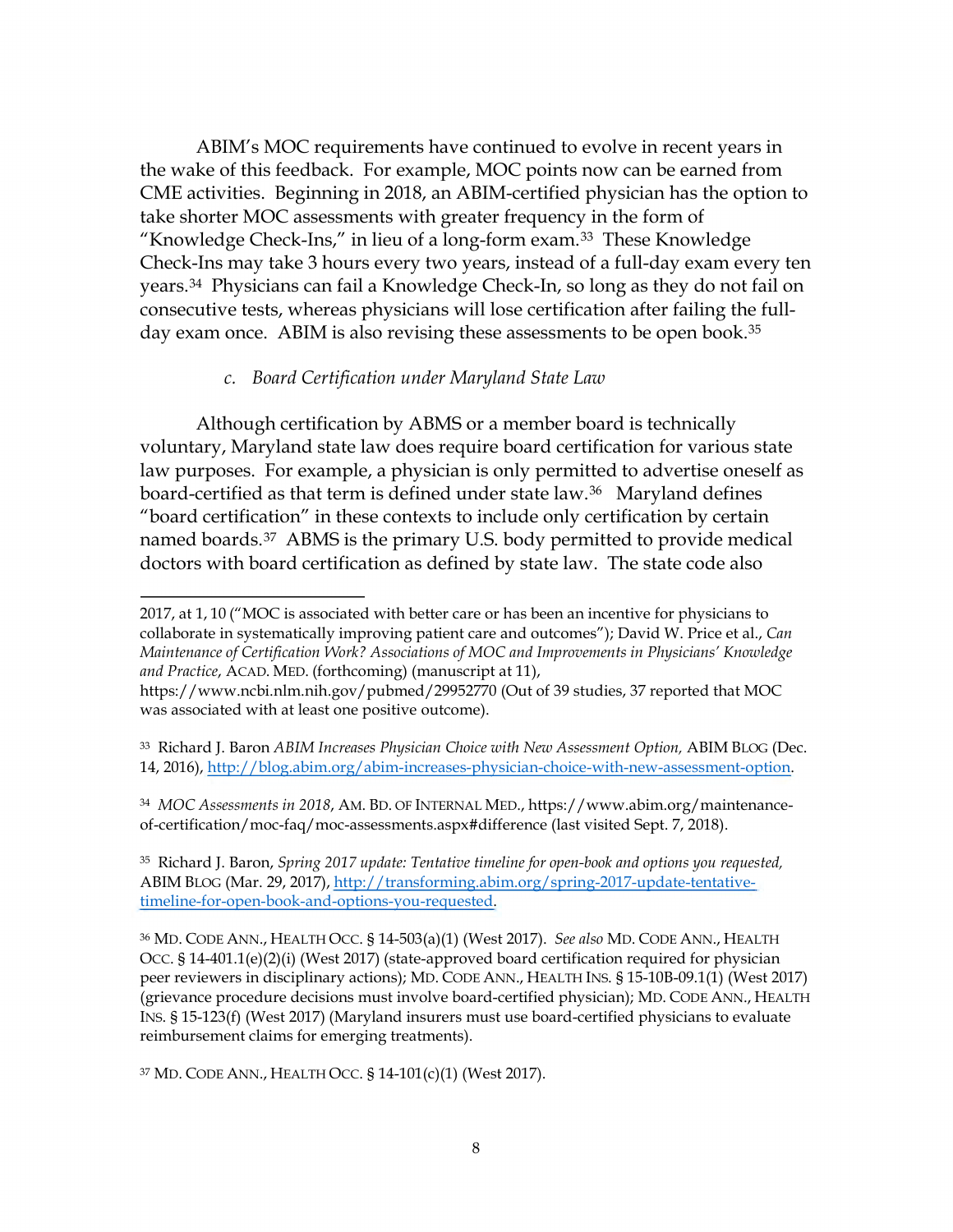ABIM's MOC requirements have continued to evolve in recent years in the wake of this feedback. For example, MOC points now can be earned from CME activities. Beginning in 2018, an ABIM-certified physician has the option to take shorter MOC assessments with greater frequency in the form of "Knowledge Check-Ins," in lieu of a long-form exam.[33] These Knowledge Check-Ins may take 3 hours every two years, instead of a full-day exam every ten years.[34] Physicians can fail a Knowledge Check-In, so long as they do not fail on consecutive tests, whereas physicians will lose certification after failing the full-day exam once. ABIM is also revising these assessments to be open book.[35]

*c. Board Certification under Maryland State Law*

Although certification by ABMS or a member board is technically voluntary, Maryland state law does require board certification for various state law purposes. For example, a physician is only permitted to advertise oneself as board-certified as that term is defined under state law.[36] Maryland defines "board certification" in these contexts to include only certification by certain named boards.[37] ABMS is the primary U.S. body permitted to provide medical doctors with board certification as defined by state law. The state code also

---

2017, at 1, 10 ("MOC is associated with better care or has been an incentive for physicians to collaborate in systematically improving patient care and outcomes"); David W. Price et al., *Can Maintenance of Certification Work? Associations of MOC and Improvements in Physicians' Knowledge and Practice*, ACAD. MED. (forthcoming) (manuscript at 11), https://www.ncbi.nlm.nih.gov/pubmed/29952770 (Out of 39 studies, 37 reported that MOC was associated with at least one positive outcome).

[33] Richard J. Baron *ABIM Increases Physician Choice with New Assessment Option,* ABIM BLOG (Dec. 14, 2016), http://blog.abim.org/abim-increases-physician-choice-with-new-assessment-option.

[34] *MOC Assessments in 2018*, AM. BD. OF INTERNAL MED., https://www.abim.org/maintenance-of-certification/moc-faq/moc-assessments.aspx#difference (last visited Sept. 7, 2018).

[35] Richard J. Baron, *Spring 2017 update: Tentative timeline for open-book and options you requested,* ABIM BLOG (Mar. 29, 2017), http://transforming.abim.org/spring-2017-update-tentative-timeline-for-open-book-and-options-you-requested.

[36] MD. CODE ANN., HEALTH OCC. § 14-503(a)(1) (West 2017). *See also* MD. CODE ANN., HEALTH OCC. § 14-401.1(e)(2)(i) (West 2017) (state-approved board certification required for physician peer reviewers in disciplinary actions); MD. CODE ANN., HEALTH INS. § 15-10B-09.1(1) (West 2017) (grievance procedure decisions must involve board-certified physician); MD. CODE ANN., HEALTH INS. § 15-123(f) (West 2017) (Maryland insurers must use board-certified physicians to evaluate reimbursement claims for emerging treatments).

[37] MD. CODE ANN., HEALTH OCC. § 14-101(c)(1) (West 2017).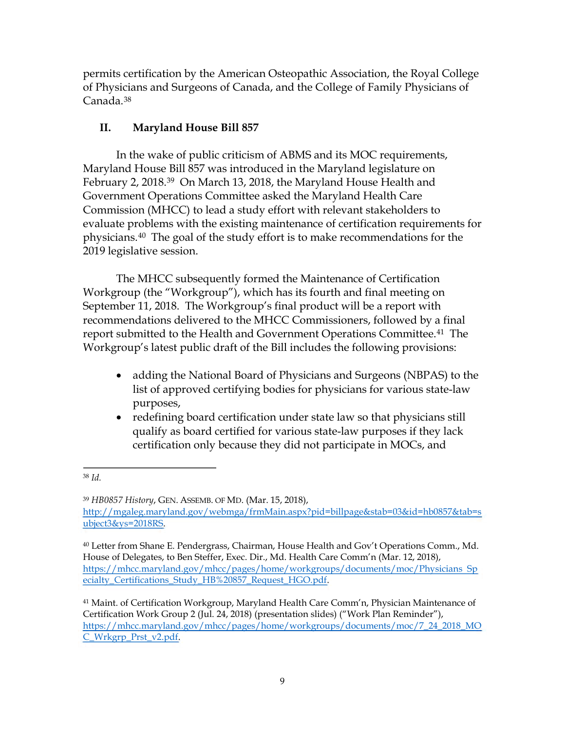permits certification by the American Osteopathic Association, the Royal College of Physicians and Surgeons of Canada, and the College of Family Physicians of Canada.[38]

## II. Maryland House Bill 857

In the wake of public criticism of ABMS and its MOC requirements, Maryland House Bill 857 was introduced in the Maryland legislature on February 2, 2018.[39] On March 13, 2018, the Maryland House Health and Government Operations Committee asked the Maryland Health Care Commission (MHCC) to lead a study effort with relevant stakeholders to evaluate problems with the existing maintenance of certification requirements for physicians.[40] The goal of the study effort is to make recommendations for the 2019 legislative session.

The MHCC subsequently formed the Maintenance of Certification Workgroup (the "Workgroup"), which has its fourth and final meeting on September 11, 2018. The Workgroup's final product will be a report with recommendations delivered to the MHCC Commissioners, followed by a final report submitted to the Health and Government Operations Committee.[41] The Workgroup's latest public draft of the Bill includes the following provisions:

- adding the National Board of Physicians and Surgeons (NBPAS) to the list of approved certifying bodies for physicians for various state-law purposes,
- redefining board certification under state law so that physicians still qualify as board certified for various state-law purposes if they lack certification only because they did not participate in MOCs, and

---

[38] *Id.*

[39] *HB0857 History*, GEN. ASSEMB. OF MD. (Mar. 15, 2018), http://mgaleg.maryland.gov/webmga/frmMain.aspx?pid=billpage&stab=03&id=hb0857&tab=subject3&ys=2018RS.

[40] Letter from Shane E. Pendergrass, Chairman, House Health and Gov't Operations Comm., Md. House of Delegates, to Ben Steffer, Exec. Dir., Md. Health Care Comm'n (Mar. 12, 2018), https://mhcc.maryland.gov/mhcc/pages/home/workgroups/documents/moc/Physicians_Specialty_Certifications_Study_HB%20857_Request_HGO.pdf.

[41] Maint. of Certification Workgroup, Maryland Health Care Comm'n, Physician Maintenance of Certification Work Group 2 (Jul. 24, 2018) (presentation slides) ("Work Plan Reminder"), https://mhcc.maryland.gov/mhcc/pages/home/workgroups/documents/moc/7_24_2018_MOC_Wrkgrp_Prst_v2.pdf.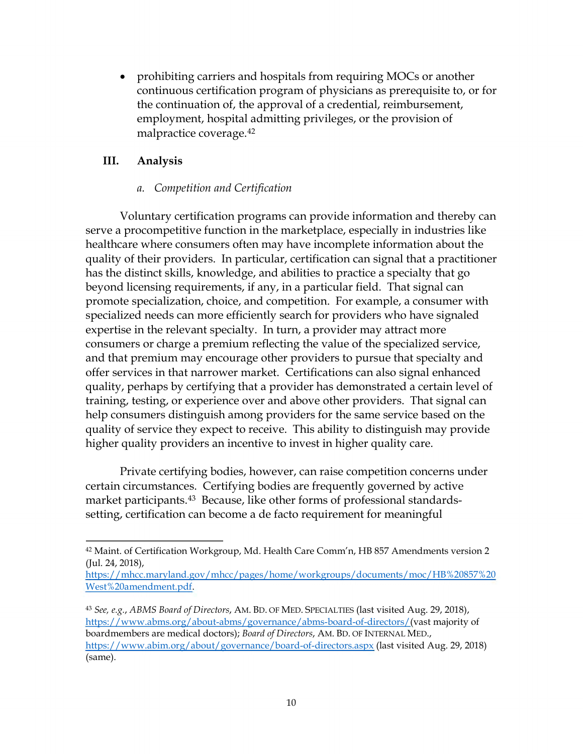- prohibiting carriers and hospitals from requiring MOCs or another continuous certification program of physicians as prerequisite to, or for the continuation of, the approval of a credential, reimbursement, employment, hospital admitting privileges, or the provision of malpractice coverage.[42]

## III. Analysis

### *a. Competition and Certification*

Voluntary certification programs can provide information and thereby can serve a procompetitive function in the marketplace, especially in industries like healthcare where consumers often may have incomplete information about the quality of their providers. In particular, certification can signal that a practitioner has the distinct skills, knowledge, and abilities to practice a specialty that go beyond licensing requirements, if any, in a particular field. That signal can promote specialization, choice, and competition. For example, a consumer with specialized needs can more efficiently search for providers who have signaled expertise in the relevant specialty. In turn, a provider may attract more consumers or charge a premium reflecting the value of the specialized service, and that premium may encourage other providers to pursue that specialty and offer services in that narrower market. Certifications can also signal enhanced quality, perhaps by certifying that a provider has demonstrated a certain level of training, testing, or experience over and above other providers. That signal can help consumers distinguish among providers for the same service based on the quality of service they expect to receive. This ability to distinguish may provide higher quality providers an incentive to invest in higher quality care.

Private certifying bodies, however, can raise competition concerns under certain circumstances. Certifying bodies are frequently governed by active market participants.[43] Because, like other forms of professional standards-setting, certification can become a de facto requirement for meaningful

---

[42] Maint. of Certification Workgroup, Md. Health Care Comm'n, HB 857 Amendments version 2 (Jul. 24, 2018), https://mhcc.maryland.gov/mhcc/pages/home/workgroups/documents/moc/HB%20857%20West%20amendment.pdf.

[43] *See, e.g.*, *ABMS Board of Directors*, AM. BD. OF MED. SPECIALTIES (last visited Aug. 29, 2018), https://www.abms.org/about-abms/governance/abms-board-of-directors/(vast majority of boardmembers are medical doctors); *Board of Directors*, AM. BD. OF INTERNAL MED., https://www.abim.org/about/governance/board-of-directors.aspx (last visited Aug. 29, 2018) (same).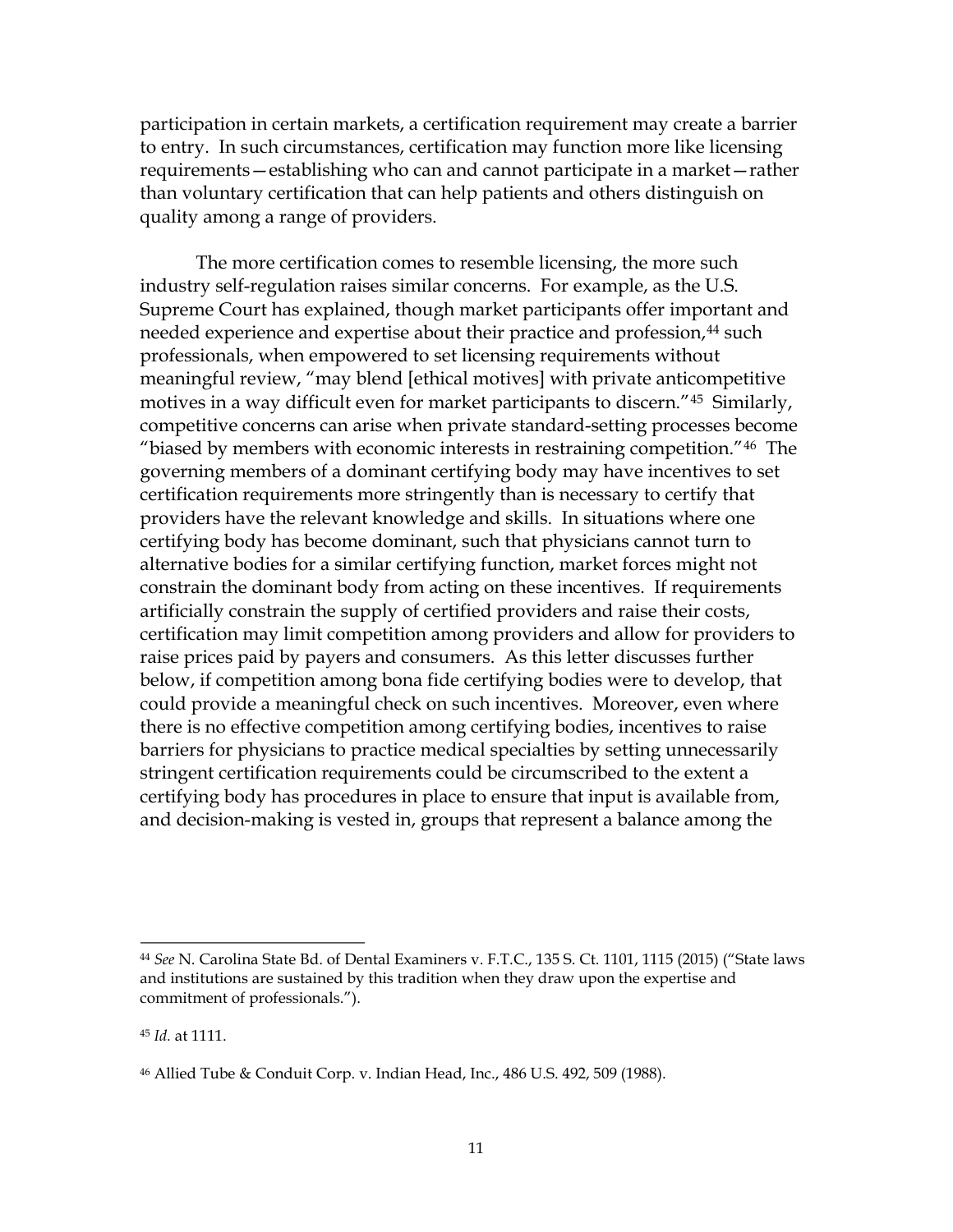participation in certain markets, a certification requirement may create a barrier to entry. In such circumstances, certification may function more like licensing requirements—establishing who can and cannot participate in a market—rather than voluntary certification that can help patients and others distinguish on quality among a range of providers.

The more certification comes to resemble licensing, the more such industry self-regulation raises similar concerns. For example, as the U.S. Supreme Court has explained, though market participants offer important and needed experience and expertise about their practice and profession,[44] such professionals, when empowered to set licensing requirements without meaningful review, "may blend [ethical motives] with private anticompetitive motives in a way difficult even for market participants to discern."[45] Similarly, competitive concerns can arise when private standard-setting processes become "biased by members with economic interests in restraining competition."[46] The governing members of a dominant certifying body may have incentives to set certification requirements more stringently than is necessary to certify that providers have the relevant knowledge and skills. In situations where one certifying body has become dominant, such that physicians cannot turn to alternative bodies for a similar certifying function, market forces might not constrain the dominant body from acting on these incentives. If requirements artificially constrain the supply of certified providers and raise their costs, certification may limit competition among providers and allow for providers to raise prices paid by payers and consumers. As this letter discusses further below, if competition among bona fide certifying bodies were to develop, that could provide a meaningful check on such incentives. Moreover, even where there is no effective competition among certifying bodies, incentives to raise barriers for physicians to practice medical specialties by setting unnecessarily stringent certification requirements could be circumscribed to the extent a certifying body has procedures in place to ensure that input is available from, and decision-making is vested in, groups that represent a balance among the

---

[44] *See* N. Carolina State Bd. of Dental Examiners v. F.T.C., 135 S. Ct. 1101, 1115 (2015) ("State laws and institutions are sustained by this tradition when they draw upon the expertise and commitment of professionals.").

[45] *Id.* at 1111.

[46] Allied Tube & Conduit Corp. v. Indian Head, Inc., 486 U.S. 492, 509 (1988).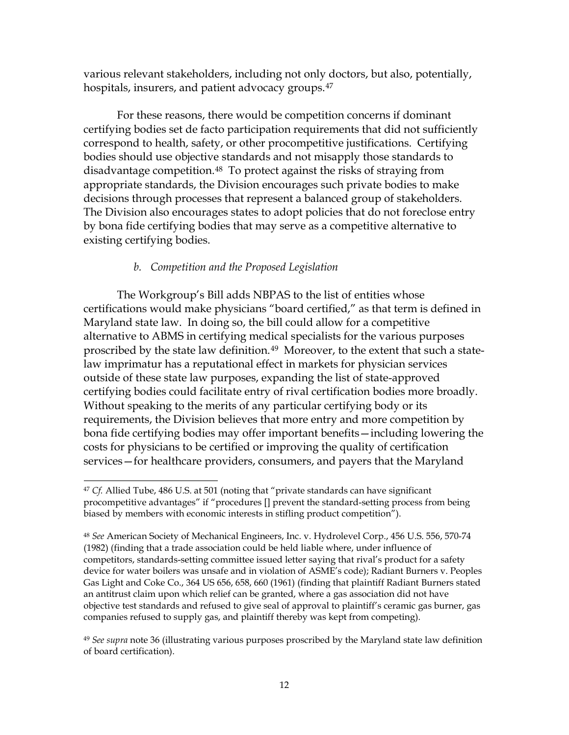various relevant stakeholders, including not only doctors, but also, potentially, hospitals, insurers, and patient advocacy groups.[47]

For these reasons, there would be competition concerns if dominant certifying bodies set de facto participation requirements that did not sufficiently correspond to health, safety, or other procompetitive justifications. Certifying bodies should use objective standards and not misapply those standards to disadvantage competition.[48] To protect against the risks of straying from appropriate standards, the Division encourages such private bodies to make decisions through processes that represent a balanced group of stakeholders. The Division also encourages states to adopt policies that do not foreclose entry by bona fide certifying bodies that may serve as a competitive alternative to existing certifying bodies.

*b. Competition and the Proposed Legislation*

The Workgroup's Bill adds NBPAS to the list of entities whose certifications would make physicians "board certified," as that term is defined in Maryland state law. In doing so, the bill could allow for a competitive alternative to ABMS in certifying medical specialists for the various purposes proscribed by the state law definition.[49] Moreover, to the extent that such a state-law imprimatur has a reputational effect in markets for physician services outside of these state law purposes, expanding the list of state-approved certifying bodies could facilitate entry of rival certification bodies more broadly. Without speaking to the merits of any particular certifying body or its requirements, the Division believes that more entry and more competition by bona fide certifying bodies may offer important benefits—including lowering the costs for physicians to be certified or improving the quality of certification services—for healthcare providers, consumers, and payers that the Maryland

---

[47] *Cf.* Allied Tube, 486 U.S. at 501 (noting that "private standards can have significant procompetitive advantages" if "procedures [] prevent the standard-setting process from being biased by members with economic interests in stifling product competition").

[48] *See* American Society of Mechanical Engineers, Inc. v. Hydrolevel Corp., 456 U.S. 556, 570-74 (1982) (finding that a trade association could be held liable where, under influence of competitors, standards-setting committee issued letter saying that rival's product for a safety device for water boilers was unsafe and in violation of ASME's code); Radiant Burners v. Peoples Gas Light and Coke Co., 364 US 656, 658, 660 (1961) (finding that plaintiff Radiant Burners stated an antitrust claim upon which relief can be granted, where a gas association did not have objective test standards and refused to give seal of approval to plaintiff's ceramic gas burner, gas companies refused to supply gas, and plaintiff thereby was kept from competing).

[49] *See supra* note 36 (illustrating various purposes proscribed by the Maryland state law definition of board certification).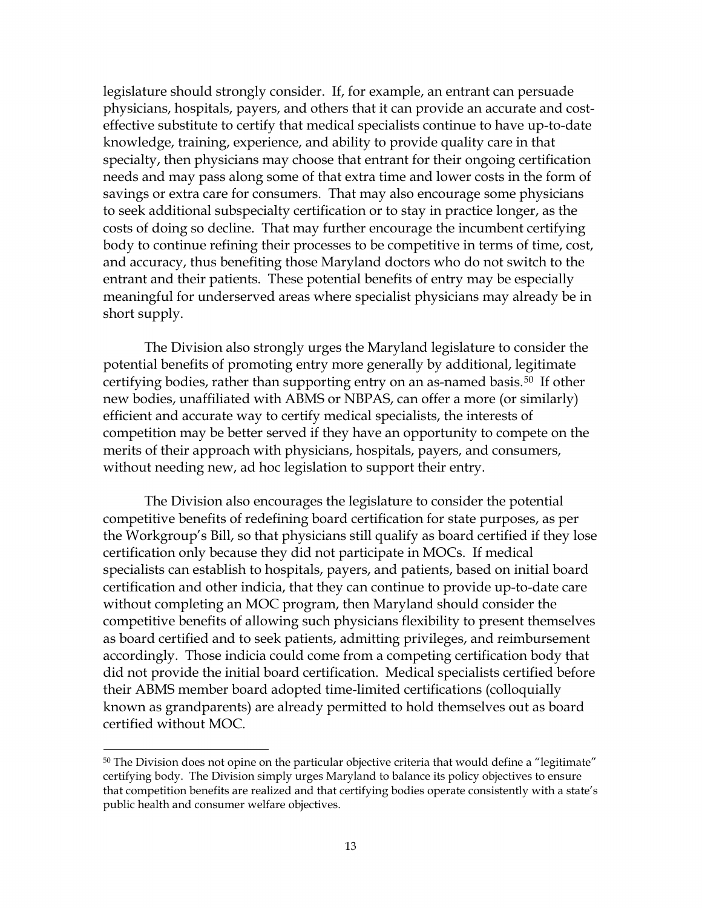legislature should strongly consider. If, for example, an entrant can persuade physicians, hospitals, payers, and others that it can provide an accurate and cost-effective substitute to certify that medical specialists continue to have up-to-date knowledge, training, experience, and ability to provide quality care in that specialty, then physicians may choose that entrant for their ongoing certification needs and may pass along some of that extra time and lower costs in the form of savings or extra care for consumers. That may also encourage some physicians to seek additional subspecialty certification or to stay in practice longer, as the costs of doing so decline. That may further encourage the incumbent certifying body to continue refining their processes to be competitive in terms of time, cost, and accuracy, thus benefiting those Maryland doctors who do not switch to the entrant and their patients. These potential benefits of entry may be especially meaningful for underserved areas where specialist physicians may already be in short supply.

The Division also strongly urges the Maryland legislature to consider the potential benefits of promoting entry more generally by additional, legitimate certifying bodies, rather than supporting entry on an as-named basis.[50] If other new bodies, unaffiliated with ABMS or NBPAS, can offer a more (or similarly) efficient and accurate way to certify medical specialists, the interests of competition may be better served if they have an opportunity to compete on the merits of their approach with physicians, hospitals, payers, and consumers, without needing new, ad hoc legislation to support their entry.

The Division also encourages the legislature to consider the potential competitive benefits of redefining board certification for state purposes, as per the Workgroup's Bill, so that physicians still qualify as board certified if they lose certification only because they did not participate in MOCs. If medical specialists can establish to hospitals, payers, and patients, based on initial board certification and other indicia, that they can continue to provide up-to-date care without completing an MOC program, then Maryland should consider the competitive benefits of allowing such physicians flexibility to present themselves as board certified and to seek patients, admitting privileges, and reimbursement accordingly. Those indicia could come from a competing certification body that did not provide the initial board certification. Medical specialists certified before their ABMS member board adopted time-limited certifications (colloquially known as grandparents) are already permitted to hold themselves out as board certified without MOC.

[50] The Division does not opine on the particular objective criteria that would define a "legitimate" certifying body. The Division simply urges Maryland to balance its policy objectives to ensure that competition benefits are realized and that certifying bodies operate consistently with a state's public health and consumer welfare objectives.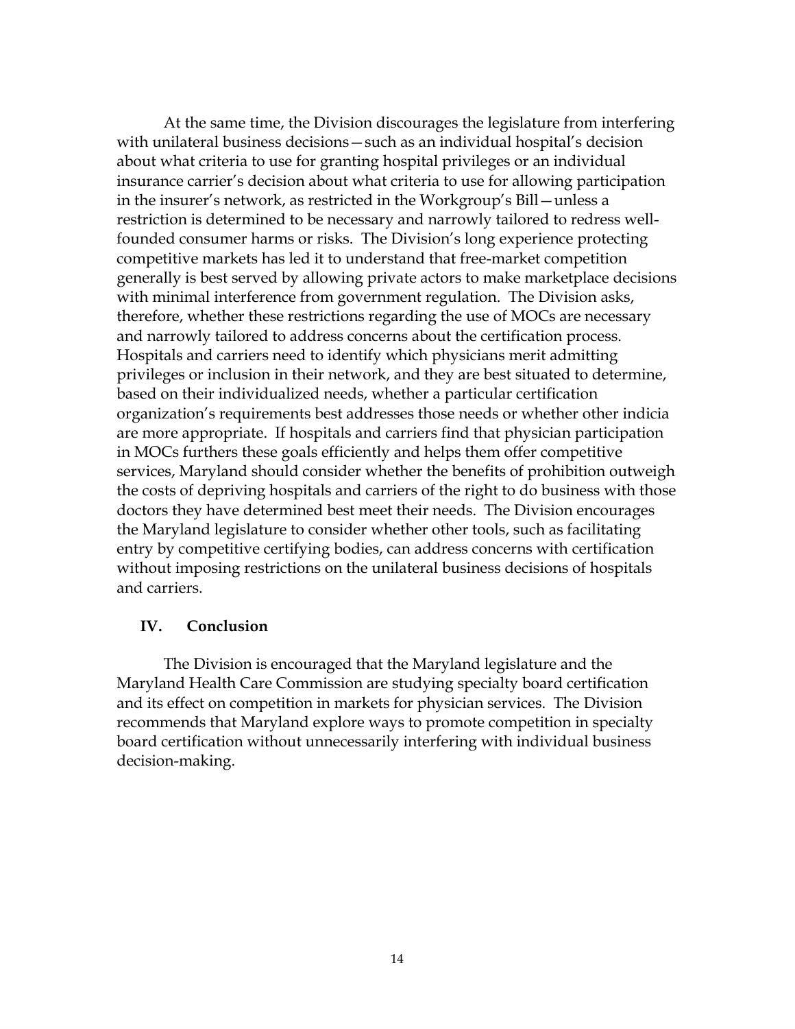At the same time, the Division discourages the legislature from interfering with unilateral business decisions—such as an individual hospital's decision about what criteria to use for granting hospital privileges or an individual insurance carrier's decision about what criteria to use for allowing participation in the insurer's network, as restricted in the Workgroup's Bill—unless a restriction is determined to be necessary and narrowly tailored to redress well-founded consumer harms or risks. The Division's long experience protecting competitive markets has led it to understand that free-market competition generally is best served by allowing private actors to make marketplace decisions with minimal interference from government regulation. The Division asks, therefore, whether these restrictions regarding the use of MOCs are necessary and narrowly tailored to address concerns about the certification process. Hospitals and carriers need to identify which physicians merit admitting privileges or inclusion in their network, and they are best situated to determine, based on their individualized needs, whether a particular certification organization's requirements best addresses those needs or whether other indicia are more appropriate. If hospitals and carriers find that physician participation in MOCs furthers these goals efficiently and helps them offer competitive services, Maryland should consider whether the benefits of prohibition outweigh the costs of depriving hospitals and carriers of the right to do business with those doctors they have determined best meet their needs. The Division encourages the Maryland legislature to consider whether other tools, such as facilitating entry by competitive certifying bodies, can address concerns with certification without imposing restrictions on the unilateral business decisions of hospitals and carriers.

## IV. Conclusion

The Division is encouraged that the Maryland legislature and the Maryland Health Care Commission are studying specialty board certification and its effect on competition in markets for physician services. The Division recommends that Maryland explore ways to promote competition in specialty board certification without unnecessarily interfering with individual business decision-making.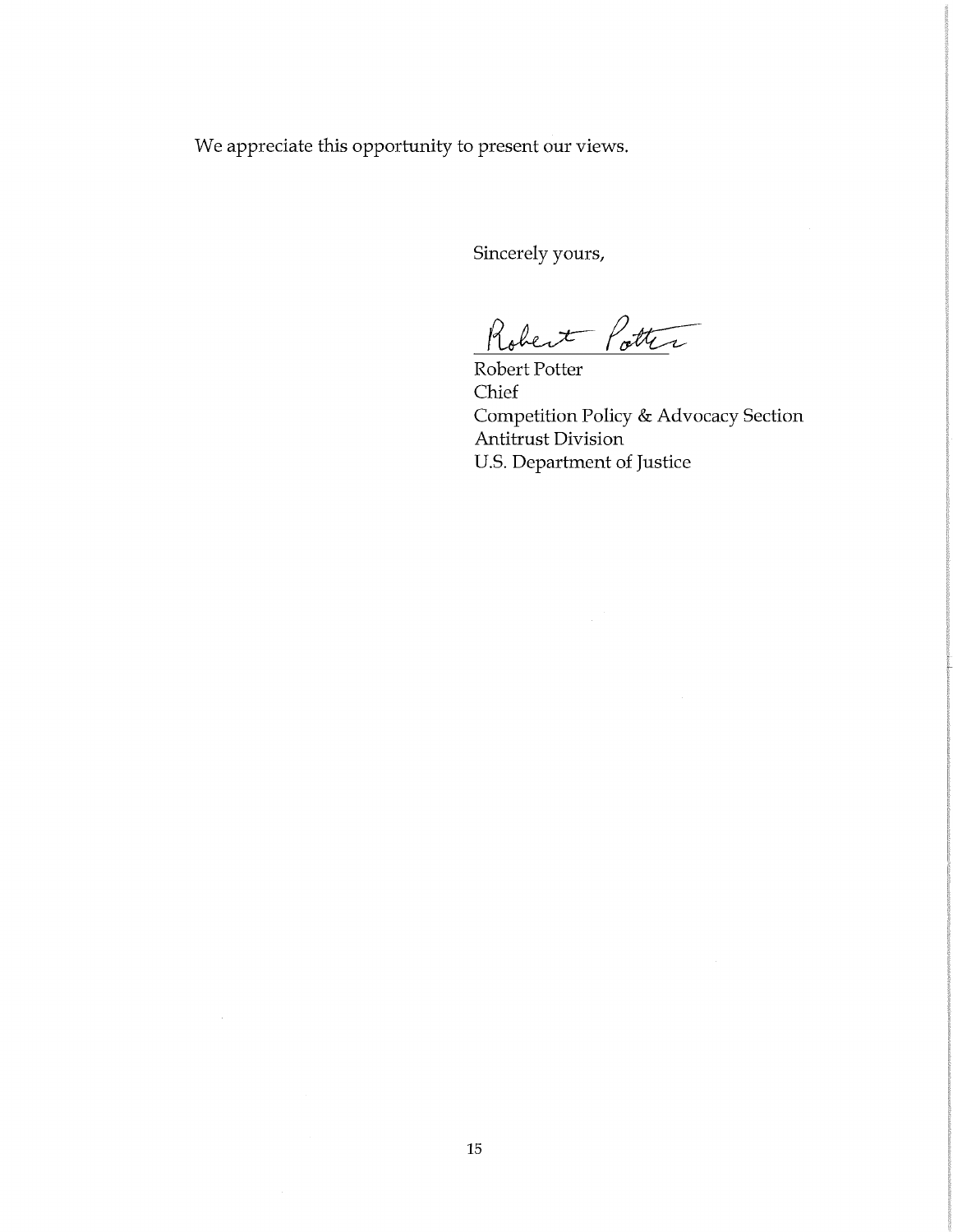We appreciate this opportunity to present our views.

Sincerely yours,

Robert Potter

Robert Potter
Chief
Competition Policy & Advocacy Section
Antitrust Division
U.S. Department of Justice